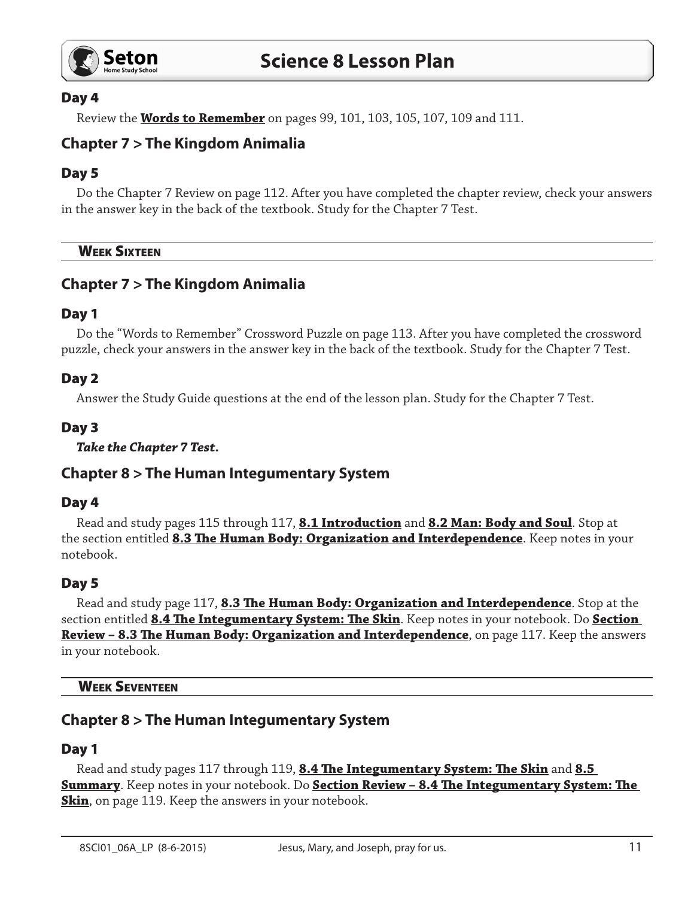## Day 4

Review the **Words to Remember** on pages 99, 101, 103, 105, 107, 109 and 111.

## Chapter 7 > The Kingdom Animalia

## Day 5

Do the Chapter 7 Review on page 112. After you have completed the chapter review, check your answers in the answer key in the back of the textbook. Study for the Chapter 7 Test.

---

### Week Sixteen

---

## Chapter 7 > The Kingdom Animalia

## Day 1

Do the "Words to Remember" Crossword Puzzle on page 113. After you have completed the crossword puzzle, check your answers in the answer key in the back of the textbook. Study for the Chapter 7 Test.

## Day 2

Answer the Study Guide questions at the end of the lesson plan. Study for the Chapter 7 Test.

## Day 3

***Take the Chapter 7 Test.***

## Chapter 8 > The Human Integumentary System

## Day 4

Read and study pages 115 through 117, **8.1 Introduction** and **8.2 Man: Body and Soul**. Stop at the section entitled **8.3 The Human Body: Organization and Interdependence**. Keep notes in your notebook.

## Day 5

Read and study page 117, **8.3 The Human Body: Organization and Interdependence**. Stop at the section entitled **8.4 The Integumentary System: The Skin**. Keep notes in your notebook. Do **Section Review – 8.3 The Human Body: Organization and Interdependence**, on page 117. Keep the answers in your notebook.

---

### Week Seventeen

---

## Chapter 8 > The Human Integumentary System

## Day 1

Read and study pages 117 through 119, **8.4 The Integumentary System: The Skin** and **8.5 Summary**. Keep notes in your notebook. Do **Section Review – 8.4 The Integumentary System: The Skin**, on page 119. Keep the answers in your notebook.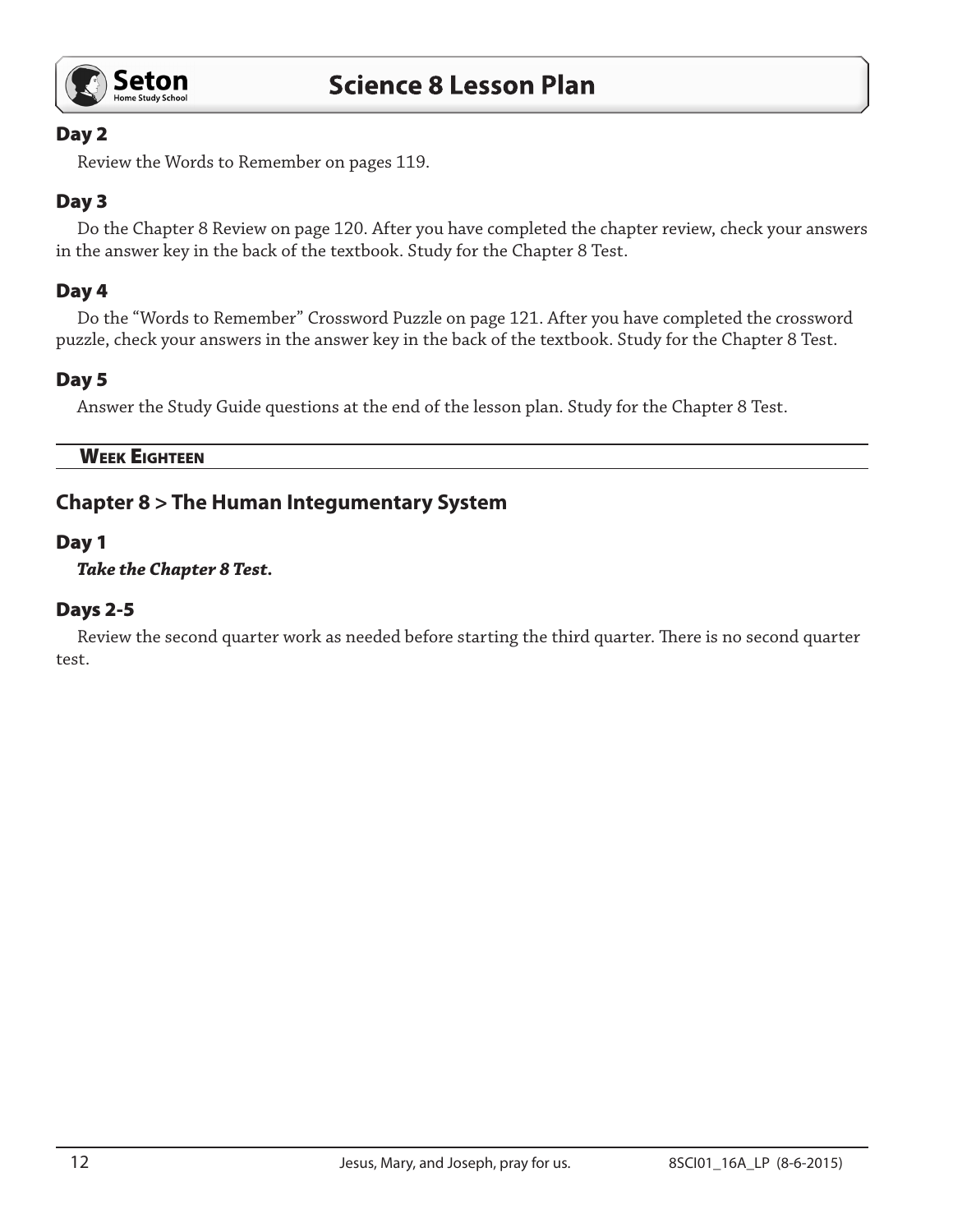### Day 2

Review the Words to Remember on pages 119.

### Day 3

Do the Chapter 8 Review on page 120. After you have completed the chapter review, check your answers in the answer key in the back of the textbook. Study for the Chapter 8 Test.

### Day 4

Do the "Words to Remember" Crossword Puzzle on page 121. After you have completed the crossword puzzle, check your answers in the answer key in the back of the textbook. Study for the Chapter 8 Test.

### Day 5

Answer the Study Guide questions at the end of the lesson plan. Study for the Chapter 8 Test.

---

**WEEK EIGHTEEN**

---

## Chapter 8 > The Human Integumentary System

### Day 1

***Take the Chapter 8 Test.***

### Days 2-5

Review the second quarter work as needed before starting the third quarter. There is no second quarter test.